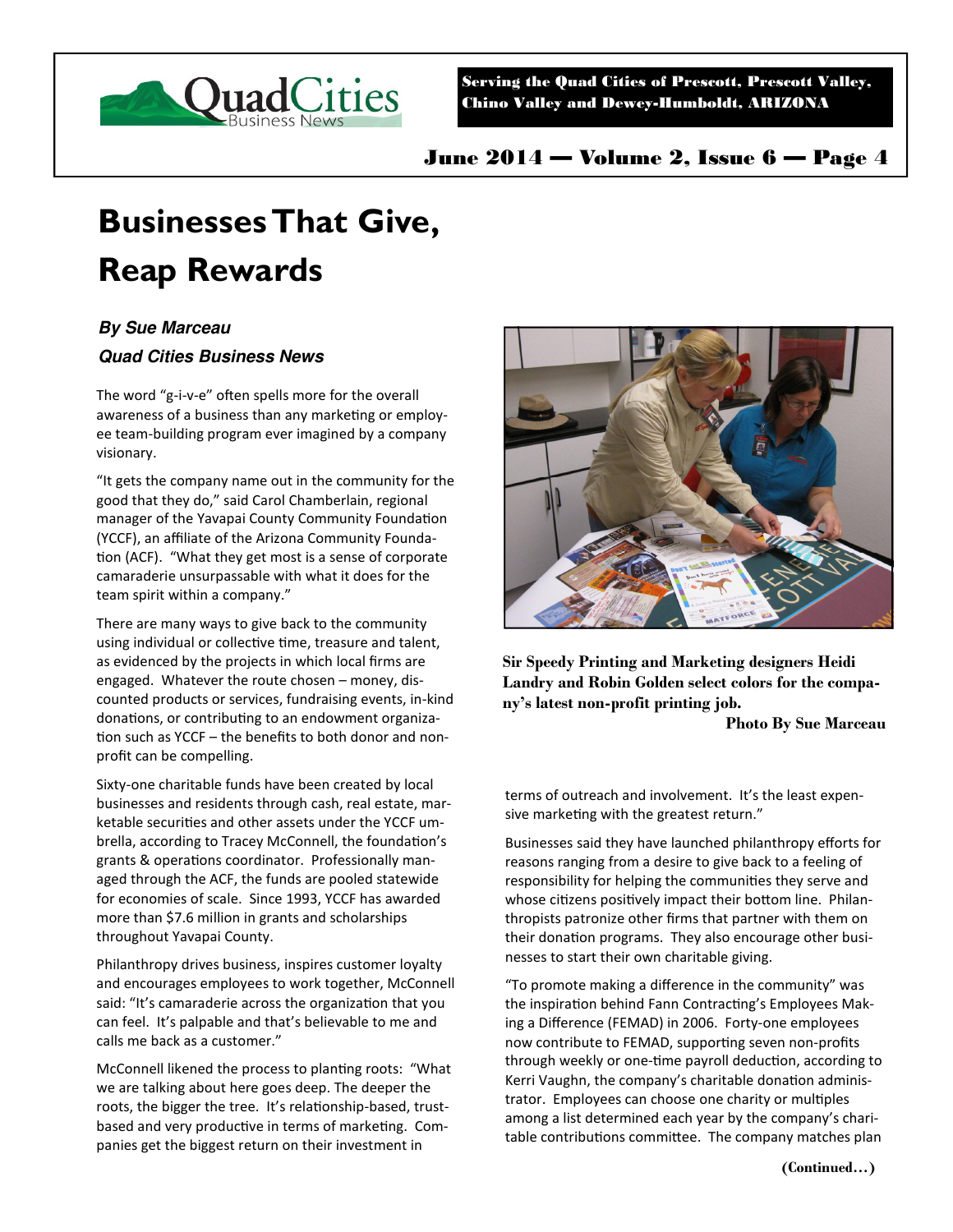# Businesses That Give, Reap Rewards

***By Sue Marceau***
***Quad Cities Business News***

The word "g-i-v-e" often spells more for the overall awareness of a business than any marketing or employee team-building program ever imagined by a company visionary.

"It gets the company name out in the community for the good that they do," said Carol Chamberlain, regional manager of the Yavapai County Community Foundation (YCCF), an affiliate of the Arizona Community Foundation (ACF). "What they get most is a sense of corporate camaraderie unsurpassable with what it does for the team spirit within a company."

There are many ways to give back to the community using individual or collective time, treasure and talent, as evidenced by the projects in which local firms are engaged. Whatever the route chosen – money, discounted products or services, fundraising events, in-kind donations, or contributing to an endowment organization such as YCCF – the benefits to both donor and non-profit can be compelling.

Sixty-one charitable funds have been created by local businesses and residents through cash, real estate, marketable securities and other assets under the YCCF umbrella, according to Tracey McConnell, the foundation's grants & operations coordinator. Professionally managed through the ACF, the funds are pooled statewide for economies of scale. Since 1993, YCCF has awarded more than $7.6 million in grants and scholarships throughout Yavapai County.

Philanthropy drives business, inspires customer loyalty and encourages employees to work together, McConnell said: "It's camaraderie across the organization that you can feel. It's palpable and that's believable to me and calls me back as a customer."

McConnell likened the process to planting roots: "What we are talking about here goes deep. The deeper the roots, the bigger the tree. It's relationship-based, trust-based and very productive in terms of marketing. Companies get the biggest return on their investment in terms of outreach and involvement. It's the least expensive marketing with the greatest return."

**Sir Speedy Printing and Marketing designers Heidi Landry and Robin Golden select colors for the company's latest non-profit printing job.**
**Photo By Sue Marceau**

Businesses said they have launched philanthropy efforts for reasons ranging from a desire to give back to a feeling of responsibility for helping the communities they serve and whose citizens positively impact their bottom line. Philanthropists patronize other firms that partner with them on their donation programs. They also encourage other businesses to start their own charitable giving.

"To promote making a difference in the community" was the inspiration behind Fann Contracting's Employees Making a Difference (FEMAD) in 2006. Forty-one employees now contribute to FEMAD, supporting seven non-profits through weekly or one-time payroll deduction, according to Kerri Vaughn, the company's charitable donation administrator. Employees can choose one charity or multiples among a list determined each year by the company's charitable contributions committee. The company matches plan

**(Continued…)**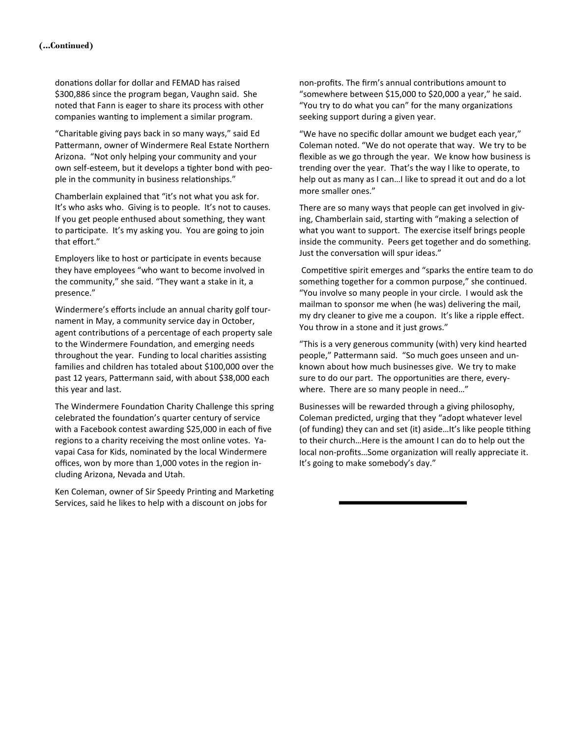**(...Continued)**

donations dollar for dollar and FEMAD has raised $300,886 since the program began, Vaughn said. She noted that Fann is eager to share its process with other companies wanting to implement a similar program.

"Charitable giving pays back in so many ways," said Ed Pattermann, owner of Windermere Real Estate Northern Arizona. "Not only helping your community and your own self-esteem, but it develops a tighter bond with people in the community in business relationships."

Chamberlain explained that "it's not what you ask for. It's who asks who. Giving is to people. It's not to causes. If you get people enthused about something, they want to participate. It's my asking you. You are going to join that effort."

Employers like to host or participate in events because they have employees "who want to become involved in the community," she said. "They want a stake in it, a presence."

Windermere's efforts include an annual charity golf tournament in May, a community service day in October, agent contributions of a percentage of each property sale to the Windermere Foundation, and emerging needs throughout the year. Funding to local charities assisting families and children has totaled about $100,000 over the past 12 years, Pattermann said, with about $38,000 each this year and last.

The Windermere Foundation Charity Challenge this spring celebrated the foundation's quarter century of service with a Facebook contest awarding $25,000 in each of five regions to a charity receiving the most online votes. Yavapai Casa for Kids, nominated by the local Windermere offices, won by more than 1,000 votes in the region including Arizona, Nevada and Utah.

Ken Coleman, owner of Sir Speedy Printing and Marketing Services, said he likes to help with a discount on jobs for non-profits. The firm's annual contributions amount to "somewhere between $15,000 to $20,000 a year," he said. "You try to do what you can" for the many organizations seeking support during a given year.

"We have no specific dollar amount we budget each year," Coleman noted. "We do not operate that way. We try to be flexible as we go through the year. We know how business is trending over the year. That's the way I like to operate, to help out as many as I can…I like to spread it out and do a lot more smaller ones."

There are so many ways that people can get involved in giving, Chamberlain said, starting with "making a selection of what you want to support. The exercise itself brings people inside the community. Peers get together and do something. Just the conversation will spur ideas."

Competitive spirit emerges and "sparks the entire team to do something together for a common purpose," she continued. "You involve so many people in your circle. I would ask the mailman to sponsor me when (he was) delivering the mail, my dry cleaner to give me a coupon. It's like a ripple effect. You throw in a stone and it just grows."

"This is a very generous community (with) very kind hearted people," Pattermann said. "So much goes unseen and unknown about how much businesses give. We try to make sure to do our part. The opportunities are there, everywhere. There are so many people in need…"

Businesses will be rewarded through a giving philosophy, Coleman predicted, urging that they "adopt whatever level (of funding) they can and set (it) aside…It's like people tithing to their church…Here is the amount I can do to help out the local non-profits…Some organization will really appreciate it. It's going to make somebody's day."